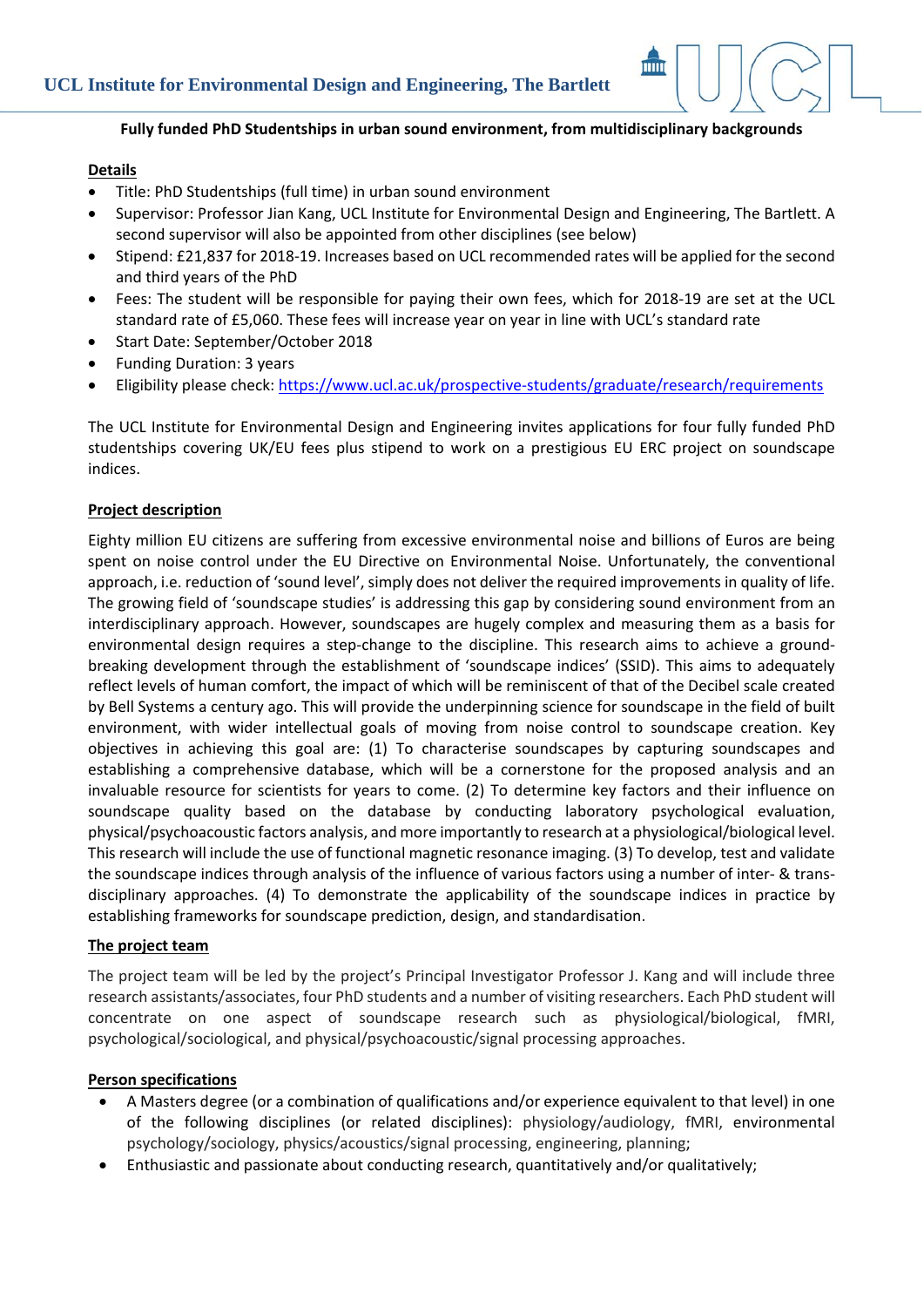**UCL Institute for Environmental Design and Engineering, The Bartlett**

**Fully funded PhD Studentships in urban sound environment, from multidisciplinary backgrounds**

**Details**

- Title: PhD Studentships (full time) in urban sound environment
- Supervisor: Professor Jian Kang, UCL Institute for Environmental Design and Engineering, The Bartlett. A second supervisor will also be appointed from other disciplines (see below)
- Stipend: £21,837 for 2018-19. Increases based on UCL recommended rates will be applied for the second and third years of the PhD
- Fees: The student will be responsible for paying their own fees, which for 2018-19 are set at the UCL standard rate of £5,060. These fees will increase year on year in line with UCL's standard rate
- Start Date: September/October 2018
- Funding Duration: 3 years
- Eligibility please check: https://www.ucl.ac.uk/prospective-students/graduate/research/requirements

The UCL Institute for Environmental Design and Engineering invites applications for four fully funded PhD studentships covering UK/EU fees plus stipend to work on a prestigious EU ERC project on soundscape indices.

**Project description**

Eighty million EU citizens are suffering from excessive environmental noise and billions of Euros are being spent on noise control under the EU Directive on Environmental Noise. Unfortunately, the conventional approach, i.e. reduction of 'sound level', simply does not deliver the required improvements in quality of life. The growing field of 'soundscape studies' is addressing this gap by considering sound environment from an interdisciplinary approach. However, soundscapes are hugely complex and measuring them as a basis for environmental design requires a step-change to the discipline. This research aims to achieve a ground-breaking development through the establishment of 'soundscape indices' (SSID). This aims to adequately reflect levels of human comfort, the impact of which will be reminiscent of that of the Decibel scale created by Bell Systems a century ago. This will provide the underpinning science for soundscape in the field of built environment, with wider intellectual goals of moving from noise control to soundscape creation. Key objectives in achieving this goal are: (1) To characterise soundscapes by capturing soundscapes and establishing a comprehensive database, which will be a cornerstone for the proposed analysis and an invaluable resource for scientists for years to come. (2) To determine key factors and their influence on soundscape quality based on the database by conducting laboratory psychological evaluation, physical/psychoacoustic factors analysis, and more importantly to research at a physiological/biological level. This research will include the use of functional magnetic resonance imaging. (3) To develop, test and validate the soundscape indices through analysis of the influence of various factors using a number of inter- & trans-disciplinary approaches. (4) To demonstrate the applicability of the soundscape indices in practice by establishing frameworks for soundscape prediction, design, and standardisation.

**The project team**

The project team will be led by the project's Principal Investigator Professor J. Kang and will include three research assistants/associates, four PhD students and a number of visiting researchers. Each PhD student will concentrate on one aspect of soundscape research such as physiological/biological, fMRI, psychological/sociological, and physical/psychoacoustic/signal processing approaches.

**Person specifications**

- A Masters degree (or a combination of qualifications and/or experience equivalent to that level) in one of the following disciplines (or related disciplines): physiology/audiology, fMRI, environmental psychology/sociology, physics/acoustics/signal processing, engineering, planning;
- Enthusiastic and passionate about conducting research, quantitatively and/or qualitatively;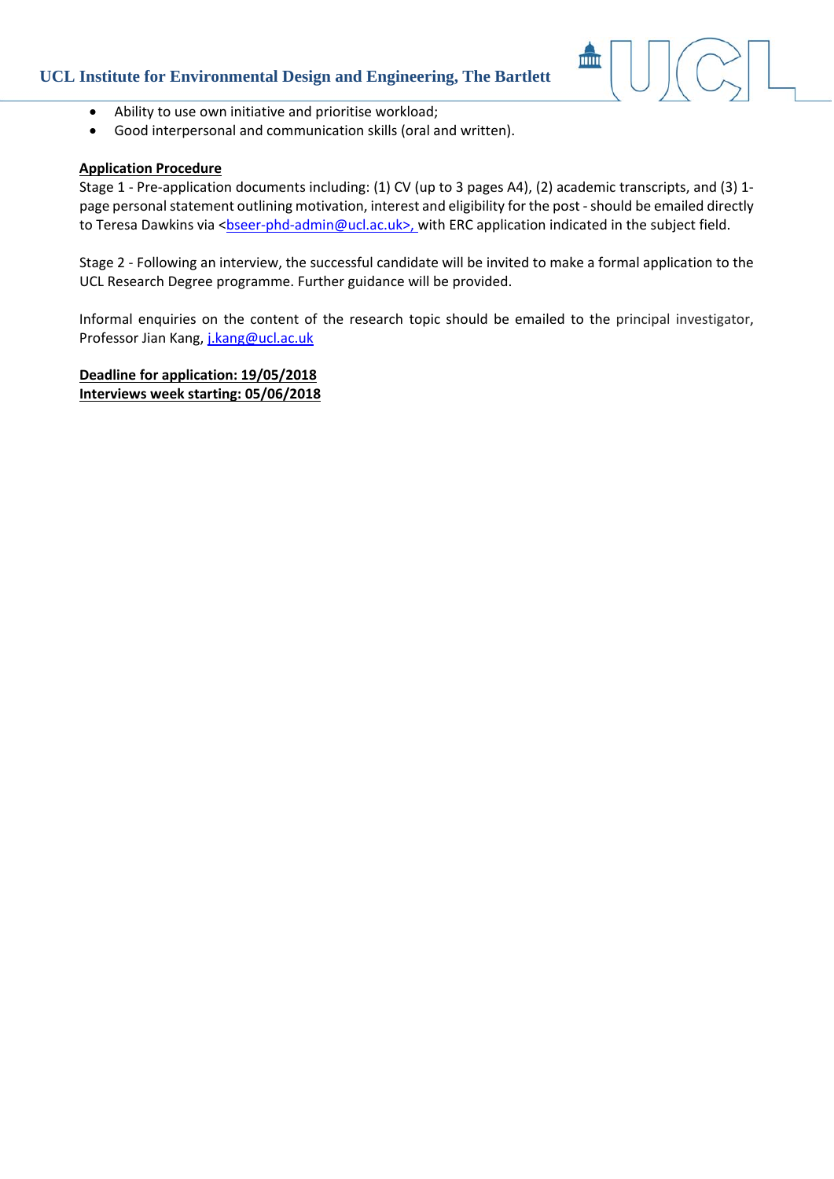- Ability to use own initiative and prioritise workload;
- Good interpersonal and communication skills (oral and written).

**Application Procedure**

Stage 1 - Pre-application documents including: (1) CV (up to 3 pages A4), (2) academic transcripts, and (3) 1-page personal statement outlining motivation, interest and eligibility for the post - should be emailed directly to Teresa Dawkins via <bseer-phd-admin@ucl.ac.uk>, with ERC application indicated in the subject field.

Stage 2 - Following an interview, the successful candidate will be invited to make a formal application to the UCL Research Degree programme. Further guidance will be provided.

Informal enquiries on the content of the research topic should be emailed to the principal investigator, Professor Jian Kang, j.kang@ucl.ac.uk

**Deadline for application: 19/05/2018**
**Interviews week starting: 05/06/2018**